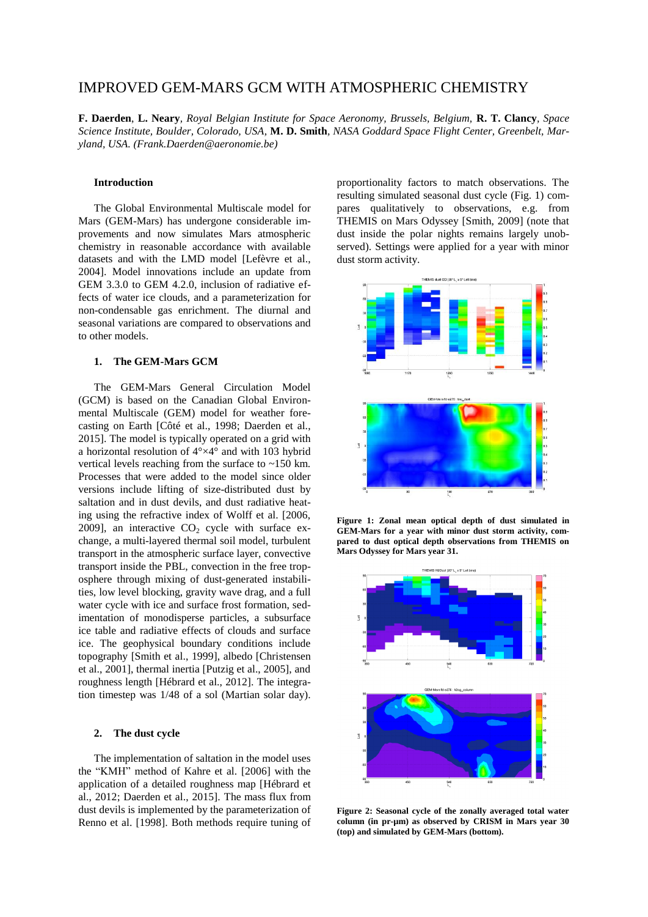# IMPROVED GEM-MARS GCM WITH ATMOSPHERIC CHEMISTRY

**F. Daerden**, **L. Neary**, *Royal Belgian Institute for Space Aeronomy, Brussels, Belgium,* **R. T. Clancy**, *Space Science Institute, Boulder, Colorado, USA,* **M. D. Smith**, *NASA Goddard Space Flight Center, Greenbelt, Maryland, USA. (Frank.Daerden@aeronomie.be)*

### Introduction

The Global Environmental Multiscale model for Mars (GEM-Mars) has undergone considerable improvements and now simulates Mars atmospheric chemistry in reasonable accordance with available datasets and with the LMD model [Lefèvre et al., 2004]. Model innovations include an update from GEM 3.3.0 to GEM 4.2.0, inclusion of radiative effects of water ice clouds, and a parameterization for non-condensable gas enrichment. The diurnal and seasonal variations are compared to observations and to other models.

### 1. The GEM-Mars GCM

The GEM-Mars General Circulation Model (GCM) is based on the Canadian Global Environmental Multiscale (GEM) model for weather forecasting on Earth [Côté et al., 1998; Daerden et al., 2015]. The model is typically operated on a grid with a horizontal resolution of 4°×4° and with 103 hybrid vertical levels reaching from the surface to ~150 km. Processes that were added to the model since older versions include lifting of size-distributed dust by saltation and in dust devils, and dust radiative heating using the refractive index of Wolff et al. [2006, 2009], an interactive $CO_2$ cycle with surface exchange, a multi-layered thermal soil model, turbulent transport in the atmospheric surface layer, convective transport inside the PBL, convection in the free troposphere through mixing of dust-generated instabilities, low level blocking, gravity wave drag, and a full water cycle with ice and surface frost formation, sedimentation of monodisperse particles, a subsurface ice table and radiative effects of clouds and surface ice. The geophysical boundary conditions include topography [Smith et al., 1999], albedo [Christensen et al., 2001], thermal inertia [Putzig et al., 2005], and roughness length [Hébrard et al., 2012]. The integration timestep was 1/48 of a sol (Martian solar day).

### 2. The dust cycle

The implementation of saltation in the model uses the "KMH" method of Kahre et al. [2006] with the application of a detailed roughness map [Hébrard et al., 2012; Daerden et al., 2015]. The mass flux from dust devils is implemented by the parameterization of Renno et al. [1998]. Both methods require tuning of proportionality factors to match observations. The resulting simulated seasonal dust cycle (Fig. 1) compares qualitatively to observations, e.g. from THEMIS on Mars Odyssey [Smith, 2009] (note that dust inside the polar nights remains largely unobserved). Settings were applied for a year with minor dust storm activity.

**Figure 1: Zonal mean optical depth of dust simulated in GEM-Mars for a year with minor dust storm activity, compared to dust optical depth observations from THEMIS on Mars Odyssey for Mars year 31.**

**Figure 2: Seasonal cycle of the zonally averaged total water column (in pr-µm) as observed by CRISM in Mars year 30 (top) and simulated by GEM-Mars (bottom).**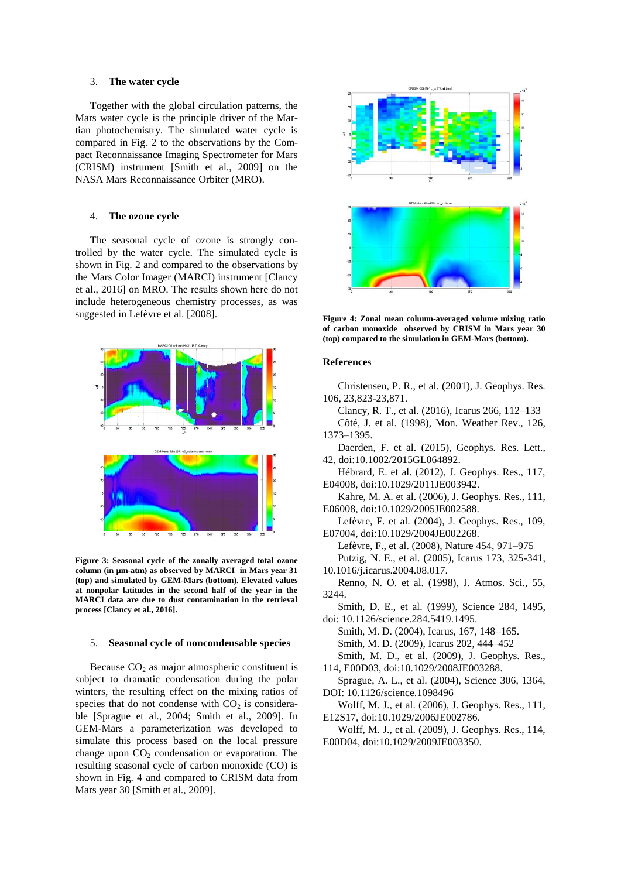## 3. The water cycle

Together with the global circulation patterns, the Mars water cycle is the principle driver of the Martian photochemistry. The simulated water cycle is compared in Fig. 2 to the observations by the Compact Reconnaissance Imaging Spectrometer for Mars (CRISM) instrument [Smith et al., 2009] on the NASA Mars Reconnaissance Orbiter (MRO).

## 4. The ozone cycle

The seasonal cycle of ozone is strongly controlled by the water cycle. The simulated cycle is shown in Fig. 2 and compared to the observations by the Mars Color Imager (MARCI) instrument [Clancy et al., 2016] on MRO. The results shown here do not include heterogeneous chemistry processes, as was suggested in Lefèvre et al. [2008].

**Figure 3: Seasonal cycle of the zonally averaged total ozone column (in µm-atm) as observed by MARCI in Mars year 31 (top) and simulated by GEM-Mars (bottom). Elevated values at nonpolar latitudes in the second half of the year in the MARCI data are due to dust contamination in the retrieval process [Clancy et al., 2016].**

## 5. Seasonal cycle of noncondensable species

Because $CO_2$ as major atmospheric constituent is subject to dramatic condensation during the polar winters, the resulting effect on the mixing ratios of species that do not condense with $CO_2$ is considerable [Sprague et al., 2004; Smith et al., 2009]. In GEM-Mars a parameterization was developed to simulate this process based on the local pressure change upon $CO_2$ condensation or evaporation. The resulting seasonal cycle of carbon monoxide (CO) is shown in Fig. 4 and compared to CRISM data from Mars year 30 [Smith et al., 2009].

**Figure 4: Zonal mean column-averaged volume mixing ratio of carbon monoxide observed by CRISM in Mars year 30 (top) compared to the simulation in GEM-Mars (bottom).**

## References

Christensen, P. R., et al. (2001), J. Geophys. Res. 106, 23,823-23,871.

Clancy, R. T., et al. (2016), Icarus 266, 112–133

Côté, J. et al. (1998), Mon. Weather Rev., 126, 1373–1395.

Daerden, F. et al. (2015), Geophys. Res. Lett., 42, doi:10.1002/2015GL064892.

Hébrard, E. et al. (2012), J. Geophys. Res., 117, E04008, doi:10.1029/2011JE003942.

Kahre, M. A. et al. (2006), J. Geophys. Res., 111, E06008, doi:10.1029/2005JE002588.

Lefèvre, F. et al. (2004), J. Geophys. Res., 109, E07004, doi:10.1029/2004JE002268.

Lefèvre, F., et al. (2008), Nature 454, 971–975

Putzig, N. E., et al. (2005), Icarus 173, 325-341, 10.1016/j.icarus.2004.08.017.

Renno, N. O. et al. (1998), J. Atmos. Sci., 55, 3244.

Smith, D. E., et al. (1999), Science 284, 1495, doi: 10.1126/science.284.5419.1495.

Smith, M. D. (2004), Icarus, 167, 148–165.

Smith, M. D. (2009), Icarus 202, 444–452

Smith, M. D., et al. (2009), J. Geophys. Res., 114, E00D03, doi:10.1029/2008JE003288.

Sprague, A. L., et al. (2004), Science 306, 1364, DOI: 10.1126/science.1098496

Wolff, M. J., et al. (2006), J. Geophys. Res., 111, E12S17, doi:10.1029/2006JE002786.

Wolff, M. J., et al. (2009), J. Geophys. Res., 114, E00D04, doi:10.1029/2009JE003350.